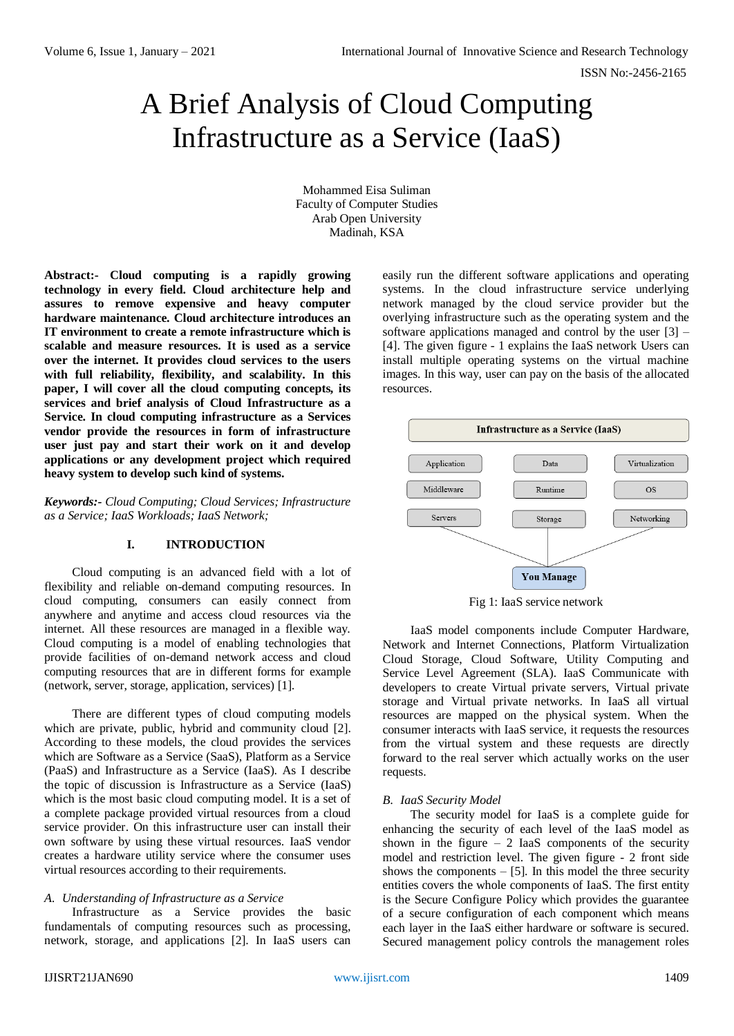# A Brief Analysis of Cloud Computing Infrastructure as a Service (IaaS)

Mohammed Eisa Suliman
Faculty of Computer Studies
Arab Open University
Madinah, KSA

**Abstract:- Cloud computing is a rapidly growing technology in every field. Cloud architecture help and assures to remove expensive and heavy computer hardware maintenance. Cloud architecture introduces an IT environment to create a remote infrastructure which is scalable and measure resources. It is used as a service over the internet. It provides cloud services to the users with full reliability, flexibility, and scalability. In this paper, I will cover all the cloud computing concepts, its services and brief analysis of Cloud Infrastructure as a Service. In cloud computing infrastructure as a Services vendor provide the resources in form of infrastructure user just pay and start their work on it and develop applications or any development project which required heavy system to develop such kind of systems.**

***Keywords:-*** *Cloud Computing; Cloud Services; Infrastructure as a Service; IaaS Workloads; IaaS Network;*

## I. INTRODUCTION

Cloud computing is an advanced field with a lot of flexibility and reliable on-demand computing resources. In cloud computing, consumers can easily connect from anywhere and anytime and access cloud resources via the internet. All these resources are managed in a flexible way. Cloud computing is a model of enabling technologies that provide facilities of on-demand network access and cloud computing resources that are in different forms for example (network, server, storage, application, services) [1].

There are different types of cloud computing models which are private, public, hybrid and community cloud [2]. According to these models, the cloud provides the services which are Software as a Service (SaaS), Platform as a Service (PaaS) and Infrastructure as a Service (IaaS). As I describe the topic of discussion is Infrastructure as a Service (IaaS) which is the most basic cloud computing model. It is a set of a complete package provided virtual resources from a cloud service provider. On this infrastructure user can install their own software by using these virtual resources. IaaS vendor creates a hardware utility service where the consumer uses virtual resources according to their requirements.

### *A. Understanding of Infrastructure as a Service*

Infrastructure as a Service provides the basic fundamentals of computing resources such as processing, network, storage, and applications [2]. In IaaS users can easily run the different software applications and operating systems. In the cloud infrastructure service underlying network managed by the cloud service provider but the overlying infrastructure such as the operating system and the software applications managed and control by the user [3] – [4]. The given figure - 1 explains the IaaS network Users can install multiple operating systems on the virtual machine images. In this way, user can pay on the basis of the allocated resources.

Fig 1: IaaS service network

IaaS model components include Computer Hardware, Network and Internet Connections, Platform Virtualization Cloud Storage, Cloud Software, Utility Computing and Service Level Agreement (SLA). IaaS Communicate with developers to create Virtual private servers, Virtual private storage and Virtual private networks. In IaaS all virtual resources are mapped on the physical system. When the consumer interacts with IaaS service, it requests the resources from the virtual system and these requests are directly forward to the real server which actually works on the user requests.

### *B. IaaS Security Model*

The security model for IaaS is a complete guide for enhancing the security of each level of the IaaS model as shown in the figure – 2 IaaS components of the security model and restriction level. The given figure - 2 front side shows the components – [5]. In this model the three security entities covers the whole components of IaaS. The first entity is the Secure Configure Policy which provides the guarantee of a secure configuration of each component which means each layer in the IaaS either hardware or software is secured. Secured management policy controls the management roles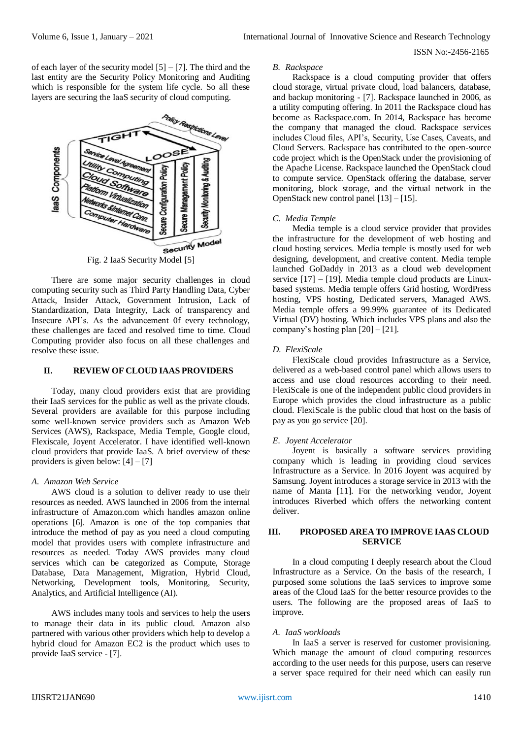of each layer of the security model [5] – [7]. The third and the last entity are the Security Policy Monitoring and Auditing which is responsible for the system life cycle. So all these layers are securing the IaaS security of cloud computing.

Fig. 2 IaaS Security Model [5]

There are some major security challenges in cloud computing security such as Third Party Handling Data, Cyber Attack, Insider Attack, Government Intrusion, Lack of Standardization, Data Integrity, Lack of transparency and Insecure API's. As the advancement 0f every technology, these challenges are faced and resolved time to time. Cloud Computing provider also focus on all these challenges and resolve these issue.

## II. REVIEW OF CLOUD IAAS PROVIDERS

Today, many cloud providers exist that are providing their IaaS services for the public as well as the private clouds. Several providers are available for this purpose including some well-known service providers such as Amazon Web Services (AWS), Rackspace, Media Temple, Google cloud, Flexiscale, Joyent Accelerator. I have identified well-known cloud providers that provide IaaS. A brief overview of these providers is given below: [4] – [7]

### *A. Amazon Web Service*

AWS cloud is a solution to deliver ready to use their resources as needed. AWS launched in 2006 from the internal infrastructure of Amazon.com which handles amazon online operations [6]. Amazon is one of the top companies that introduce the method of pay as you need a cloud computing model that provides users with complete infrastructure and resources as needed. Today AWS provides many cloud services which can be categorized as Compute, Storage Database, Data Management, Migration, Hybrid Cloud, Networking, Development tools, Monitoring, Security, Analytics, and Artificial Intelligence (AI).

AWS includes many tools and services to help the users to manage their data in its public cloud. Amazon also partnered with various other providers which help to develop a hybrid cloud for Amazon EC2 is the product which uses to provide IaaS service - [7].

### *B. Rackspace*

Rackspace is a cloud computing provider that offers cloud storage, virtual private cloud, load balancers, database, and backup monitoring - [7]. Rackspace launched in 2006, as a utility computing offering. In 2011 the Rackspace cloud has become as Rackspace.com. In 2014, Rackspace has become the company that managed the cloud. Rackspace services includes Cloud files, API's, Security, Use Cases, Caveats, and Cloud Servers. Rackspace has contributed to the open-source code project which is the OpenStack under the provisioning of the Apache License. Rackspace launched the OpenStack cloud to compute service. OpenStack offering the database, server monitoring, block storage, and the virtual network in the OpenStack new control panel [13] – [15].

### *C. Media Temple*

Media temple is a cloud service provider that provides the infrastructure for the development of web hosting and cloud hosting services. Media temple is mostly used for web designing, development, and creative content. Media temple launched GoDaddy in 2013 as a cloud web development service [17] – [19]. Media temple cloud products are Linux-based systems. Media temple offers Grid hosting, WordPress hosting, VPS hosting, Dedicated servers, Managed AWS. Media temple offers a 99.99% guarantee of its Dedicated Virtual (DV) hosting. Which includes VPS plans and also the company's hosting plan [20] – [21].

### *D. FlexiScale*

FlexiScale cloud provides Infrastructure as a Service, delivered as a web-based control panel which allows users to access and use cloud resources according to their need. FlexiScale is one of the independent public cloud providers in Europe which provides the cloud infrastructure as a public cloud. FlexiScale is the public cloud that host on the basis of pay as you go service [20].

### *E. Joyent Accelerator*

Joyent is basically a software services providing company which is leading in providing cloud services Infrastructure as a Service. In 2016 Joyent was acquired by Samsung. Joyent introduces a storage service in 2013 with the name of Manta [11]. For the networking vendor, Joyent introduces Riverbed which offers the networking content deliver.

## III. PROPOSED AREA TO IMPROVE IAAS CLOUD SERVICE

In a cloud computing I deeply research about the Cloud Infrastructure as a Service. On the basis of the research, I purposed some solutions the IaaS services to improve some areas of the Cloud IaaS for the better resource provides to the users. The following are the proposed areas of IaaS to improve.

### *A. IaaS workloads*

In IaaS a server is reserved for customer provisioning. Which manage the amount of cloud computing resources according to the user needs for this purpose, users can reserve a server space required for their need which can easily run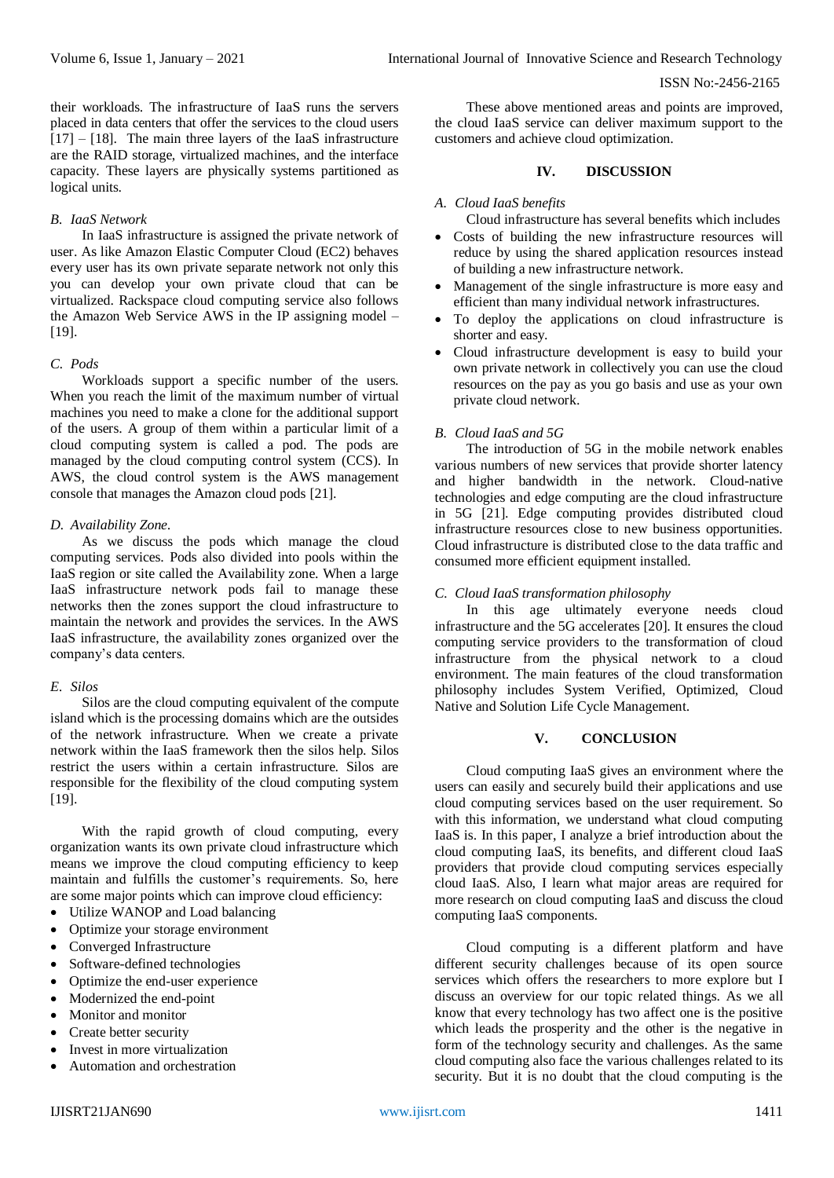their workloads. The infrastructure of IaaS runs the servers placed in data centers that offer the services to the cloud users [17] – [18]. The main three layers of the IaaS infrastructure are the RAID storage, virtualized machines, and the interface capacity. These layers are physically systems partitioned as logical units.

### *B. IaaS Network*

In IaaS infrastructure is assigned the private network of user. As like Amazon Elastic Computer Cloud (EC2) behaves every user has its own private separate network not only this you can develop your own private cloud that can be virtualized. Rackspace cloud computing service also follows the Amazon Web Service AWS in the IP assigning model – [19].

### *C. Pods*

Workloads support a specific number of the users. When you reach the limit of the maximum number of virtual machines you need to make a clone for the additional support of the users. A group of them within a particular limit of a cloud computing system is called a pod. The pods are managed by the cloud computing control system (CCS). In AWS, the cloud control system is the AWS management console that manages the Amazon cloud pods [21].

### *D. Availability Zone.*

As we discuss the pods which manage the cloud computing services. Pods also divided into pools within the IaaS region or site called the Availability zone. When a large IaaS infrastructure network pods fail to manage these networks then the zones support the cloud infrastructure to maintain the network and provides the services. In the AWS IaaS infrastructure, the availability zones organized over the company's data centers.

### *E. Silos*

Silos are the cloud computing equivalent of the compute island which is the processing domains which are the outsides of the network infrastructure. When we create a private network within the IaaS framework then the silos help. Silos restrict the users within a certain infrastructure. Silos are responsible for the flexibility of the cloud computing system [19].

With the rapid growth of cloud computing, every organization wants its own private cloud infrastructure which means we improve the cloud computing efficiency to keep maintain and fulfills the customer's requirements. So, here are some major points which can improve cloud efficiency:

- Utilize WANOP and Load balancing
- Optimize your storage environment
- Converged Infrastructure
- Software-defined technologies
- Optimize the end-user experience
- Modernized the end-point
- Monitor and monitor
- Create better security
- Invest in more virtualization
- Automation and orchestration

These above mentioned areas and points are improved, the cloud IaaS service can deliver maximum support to the customers and achieve cloud optimization.

## IV. DISCUSSION

### *A. Cloud IaaS benefits*

Cloud infrastructure has several benefits which includes

- Costs of building the new infrastructure resources will reduce by using the shared application resources instead of building a new infrastructure network.
- Management of the single infrastructure is more easy and efficient than many individual network infrastructures.
- To deploy the applications on cloud infrastructure is shorter and easy.
- Cloud infrastructure development is easy to build your own private network in collectively you can use the cloud resources on the pay as you go basis and use as your own private cloud network.

### *B. Cloud IaaS and 5G*

The introduction of 5G in the mobile network enables various numbers of new services that provide shorter latency and higher bandwidth in the network. Cloud-native technologies and edge computing are the cloud infrastructure in 5G [21]. Edge computing provides distributed cloud infrastructure resources close to new business opportunities. Cloud infrastructure is distributed close to the data traffic and consumed more efficient equipment installed.

### *C. Cloud IaaS transformation philosophy*

In this age ultimately everyone needs cloud infrastructure and the 5G accelerates [20]. It ensures the cloud computing service providers to the transformation of cloud infrastructure from the physical network to a cloud environment. The main features of the cloud transformation philosophy includes System Verified, Optimized, Cloud Native and Solution Life Cycle Management.

## V. CONCLUSION

Cloud computing IaaS gives an environment where the users can easily and securely build their applications and use cloud computing services based on the user requirement. So with this information, we understand what cloud computing IaaS is. In this paper, I analyze a brief introduction about the cloud computing IaaS, its benefits, and different cloud IaaS providers that provide cloud computing services especially cloud IaaS. Also, I learn what major areas are required for more research on cloud computing IaaS and discuss the cloud computing IaaS components.

Cloud computing is a different platform and have different security challenges because of its open source services which offers the researchers to more explore but I discuss an overview for our topic related things. As we all know that every technology has two affect one is the positive which leads the prosperity and the other is the negative in form of the technology security and challenges. As the same cloud computing also face the various challenges related to its security. But it is no doubt that the cloud computing is the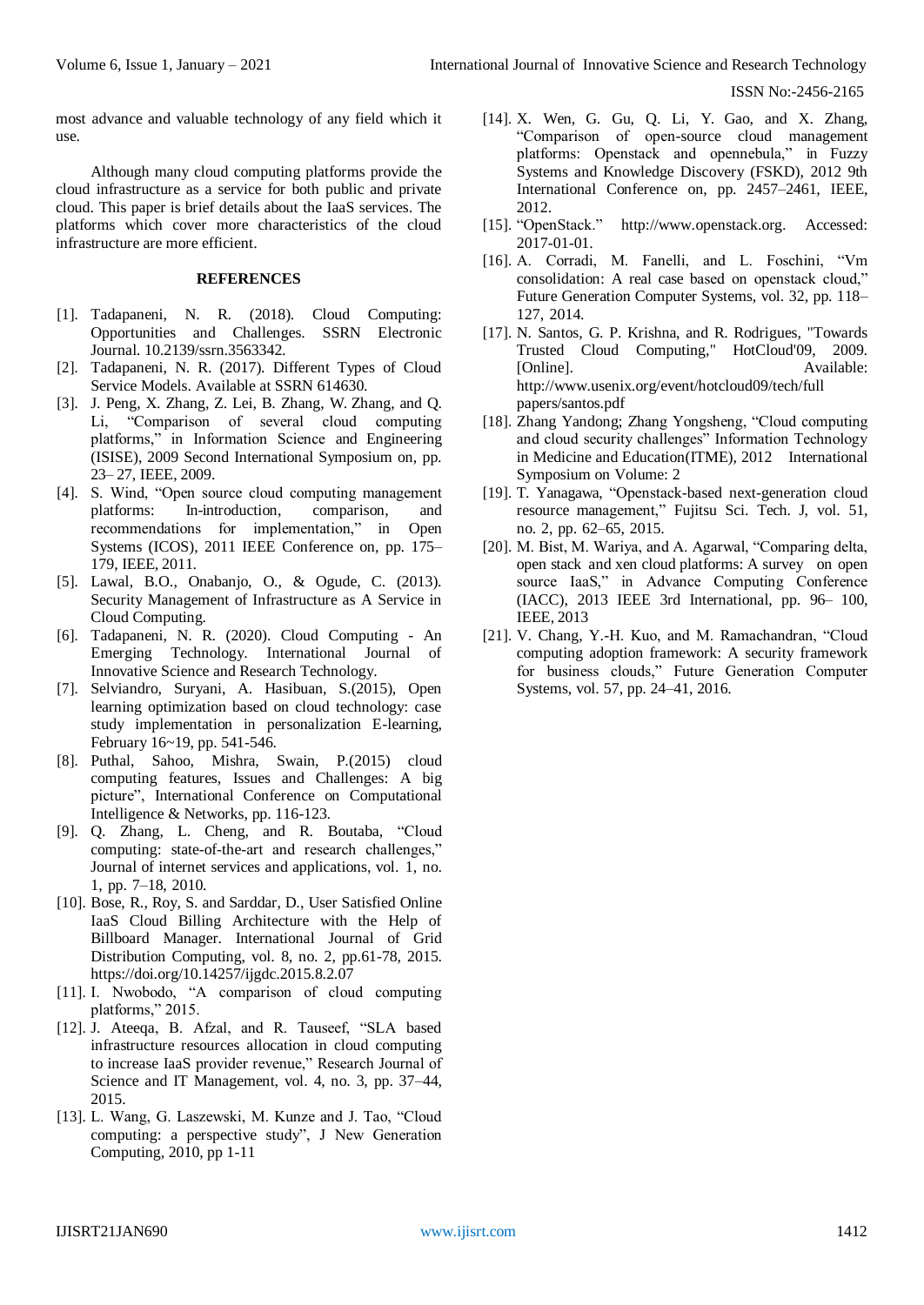most advance and valuable technology of any field which it use.

Although many cloud computing platforms provide the cloud infrastructure as a service for both public and private cloud. This paper is brief details about the IaaS services. The platforms which cover more characteristics of the cloud infrastructure are more efficient.

## REFERENCES

[1]. Tadapaneni, N. R. (2018). Cloud Computing: Opportunities and Challenges. SSRN Electronic Journal. 10.2139/ssrn.3563342.

[2]. Tadapaneni, N. R. (2017). Different Types of Cloud Service Models. Available at SSRN 614630.

[3]. J. Peng, X. Zhang, Z. Lei, B. Zhang, W. Zhang, and Q. Li, "Comparison of several cloud computing platforms," in Information Science and Engineering (ISISE), 2009 Second International Symposium on, pp. 23– 27, IEEE, 2009.

[4]. S. Wind, "Open source cloud computing management platforms: In-introduction, comparison, and recommendations for implementation," in Open Systems (ICOS), 2011 IEEE Conference on, pp. 175–179, IEEE, 2011.

[5]. Lawal, B.O., Onabanjo, O., & Ogude, C. (2013). Security Management of Infrastructure as A Service in Cloud Computing.

[6]. Tadapaneni, N. R. (2020). Cloud Computing - An Emerging Technology. International Journal of Innovative Science and Research Technology.

[7]. Selviandro, Suryani, A. Hasibuan, S.(2015), Open learning optimization based on cloud technology: case study implementation in personalization E-learning, February 16~19, pp. 541-546.

[8]. Puthal, Sahoo, Mishra, Swain, P.(2015) cloud computing features, Issues and Challenges: A big picture", International Conference on Computational Intelligence & Networks, pp. 116-123.

[9]. Q. Zhang, L. Cheng, and R. Boutaba, "Cloud computing: state-of-the-art and research challenges," Journal of internet services and applications, vol. 1, no. 1, pp. 7–18, 2010.

[10]. Bose, R., Roy, S. and Sarddar, D., User Satisfied Online IaaS Cloud Billing Architecture with the Help of Billboard Manager. International Journal of Grid Distribution Computing, vol. 8, no. 2, pp.61-78, 2015. https://doi.org/10.14257/ijgdc.2015.8.2.07

[11]. I. Nwobodo, "A comparison of cloud computing platforms," 2015.

[12]. J. Ateeqa, B. Afzal, and R. Tauseef, "SLA based infrastructure resources allocation in cloud computing to increase IaaS provider revenue," Research Journal of Science and IT Management, vol. 4, no. 3, pp. 37–44, 2015.

[13]. L. Wang, G. Laszewski, M. Kunze and J. Tao, "Cloud computing: a perspective study", J New Generation Computing, 2010, pp 1-11

[14]. X. Wen, G. Gu, Q. Li, Y. Gao, and X. Zhang, "Comparison of open-source cloud management platforms: Openstack and opennebula," in Fuzzy Systems and Knowledge Discovery (FSKD), 2012 9th International Conference on, pp. 2457–2461, IEEE, 2012.

[15]. "OpenStack." http://www.openstack.org. Accessed: 2017-01-01.

[16]. A. Corradi, M. Fanelli, and L. Foschini, "Vm consolidation: A real case based on openstack cloud," Future Generation Computer Systems, vol. 32, pp. 118–127, 2014.

[17]. N. Santos, G. P. Krishna, and R. Rodrigues, "Towards Trusted Cloud Computing," HotCloud'09, 2009. [Online]. Available: http://www.usenix.org/event/hotcloud09/tech/full papers/santos.pdf

[18]. Zhang Yandong; Zhang Yongsheng, "Cloud computing and cloud security challenges" Information Technology in Medicine and Education(ITME), 2012 International Symposium on Volume: 2

[19]. T. Yanagawa, "Openstack-based next-generation cloud resource management," Fujitsu Sci. Tech. J, vol. 51, no. 2, pp. 62–65, 2015.

[20]. M. Bist, M. Wariya, and A. Agarwal, "Comparing delta, open stack and xen cloud platforms: A survey on open source IaaS," in Advance Computing Conference (IACC), 2013 IEEE 3rd International, pp. 96– 100, IEEE, 2013

[21]. V. Chang, Y.-H. Kuo, and M. Ramachandran, "Cloud computing adoption framework: A security framework for business clouds," Future Generation Computer Systems, vol. 57, pp. 24–41, 2016.